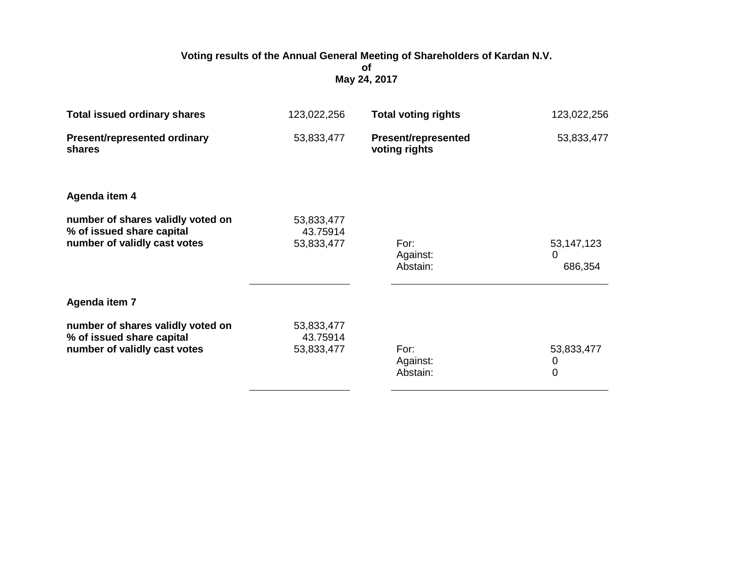# Voting results of the Annual General Meeting of Shareholders of Kardan N.V. of May 24, 2017

| | | | |
|---|---|---|---|
| **Total issued ordinary shares** | 123,022,256 | **Total voting rights** | 123,022,256 |
| **Present/represented ordinary shares** | 53,833,477 | **Present/represented voting rights** | 53,833,477 |

## Agenda item 4

| | | | |
|---|---|---|---|
| **number of shares validly voted on** | 53,833,477 | | |
| **% of issued share capital** | 43.75914 | | |
| **number of validly cast votes** | 53,833,477 | For: | 53,147,123 |
| | | Against: | 0 |
| | | Abstain: | 686,354 |

## Agenda item 7

| | | | |
|---|---|---|---|
| **number of shares validly voted on** | 53,833,477 | | |
| **% of issued share capital** | 43.75914 | | |
| **number of validly cast votes** | 53,833,477 | For: | 53,833,477 |
| | | Against: | 0 |
| | | Abstain: | 0 |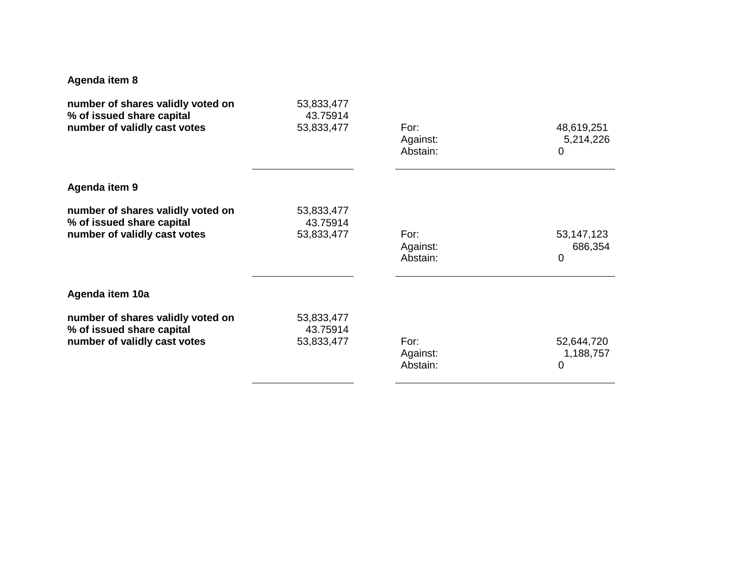**Agenda item 8**

| | | | |
|---|---|---|---|
| **number of shares validly voted on** | 53,833,477 | | |
| **% of issued share capital** | 43.75914 | | |
| **number of validly cast votes** | 53,833,477 | For: | 48,619,251 |
| | | Against: | 5,214,226 |
| | | Abstain: | 0 |

**Agenda item 9**

| | | | |
|---|---|---|---|
| **number of shares validly voted on** | 53,833,477 | | |
| **% of issued share capital** | 43.75914 | | |
| **number of validly cast votes** | 53,833,477 | For: | 53,147,123 |
| | | Against: | 686,354 |
| | | Abstain: | 0 |

**Agenda item 10a**

| | | | |
|---|---|---|---|
| **number of shares validly voted on** | 53,833,477 | | |
| **% of issued share capital** | 43.75914 | | |
| **number of validly cast votes** | 53,833,477 | For: | 52,644,720 |
| | | Against: | 1,188,757 |
| | | Abstain: | 0 |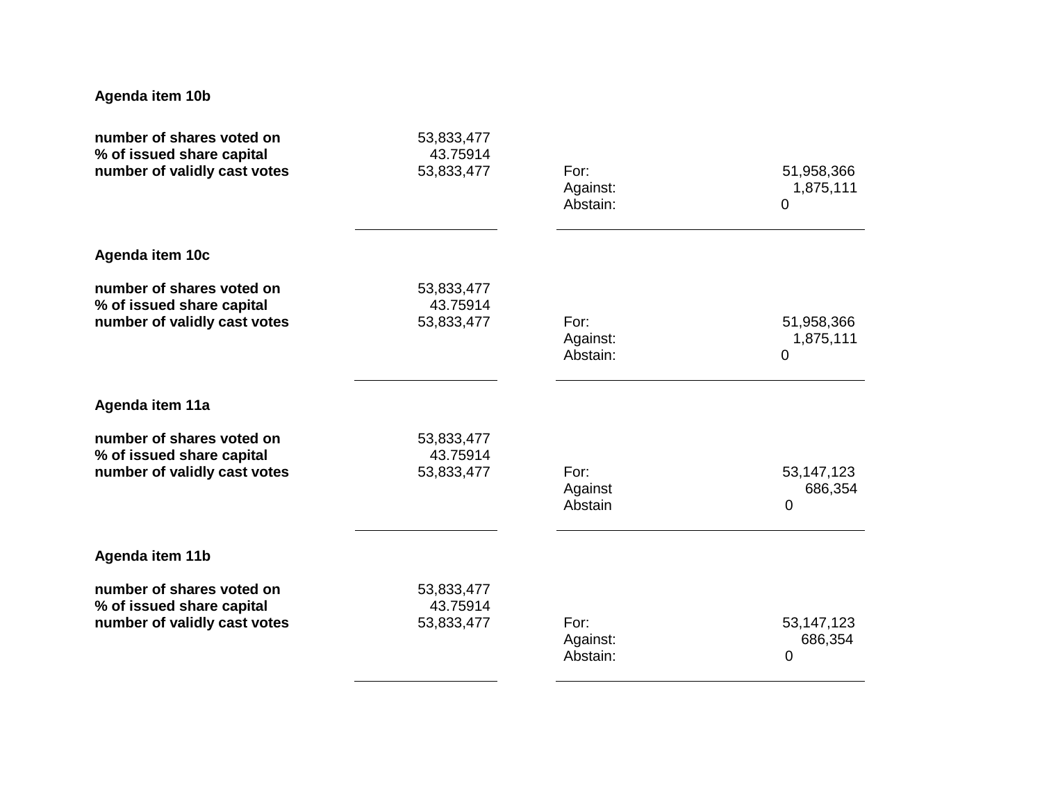**Agenda item 10b**

| | | | |
|---|---|---|---|
| **number of shares voted on** | 53,833,477 | | |
| **% of issued share capital** | 43.75914 | | |
| **number of validly cast votes** | 53,833,477 | For: | 51,958,366 |
| | | Against: | 1,875,111 |
| | | Abstain: | 0 |

**Agenda item 10c**

| | | | |
|---|---|---|---|
| **number of shares voted on** | 53,833,477 | | |
| **% of issued share capital** | 43.75914 | | |
| **number of validly cast votes** | 53,833,477 | For: | 51,958,366 |
| | | Against: | 1,875,111 |
| | | Abstain: | 0 |

**Agenda item 11a**

| | | | |
|---|---|---|---|
| **number of shares voted on** | 53,833,477 | | |
| **% of issued share capital** | 43.75914 | | |
| **number of validly cast votes** | 53,833,477 | For: | 53,147,123 |
| | | Against | 686,354 |
| | | Abstain | 0 |

**Agenda item 11b**

| | | | |
|---|---|---|---|
| **number of shares voted on** | 53,833,477 | | |
| **% of issued share capital** | 43.75914 | | |
| **number of validly cast votes** | 53,833,477 | For: | 53,147,123 |
| | | Against: | 686,354 |
| | | Abstain: | 0 |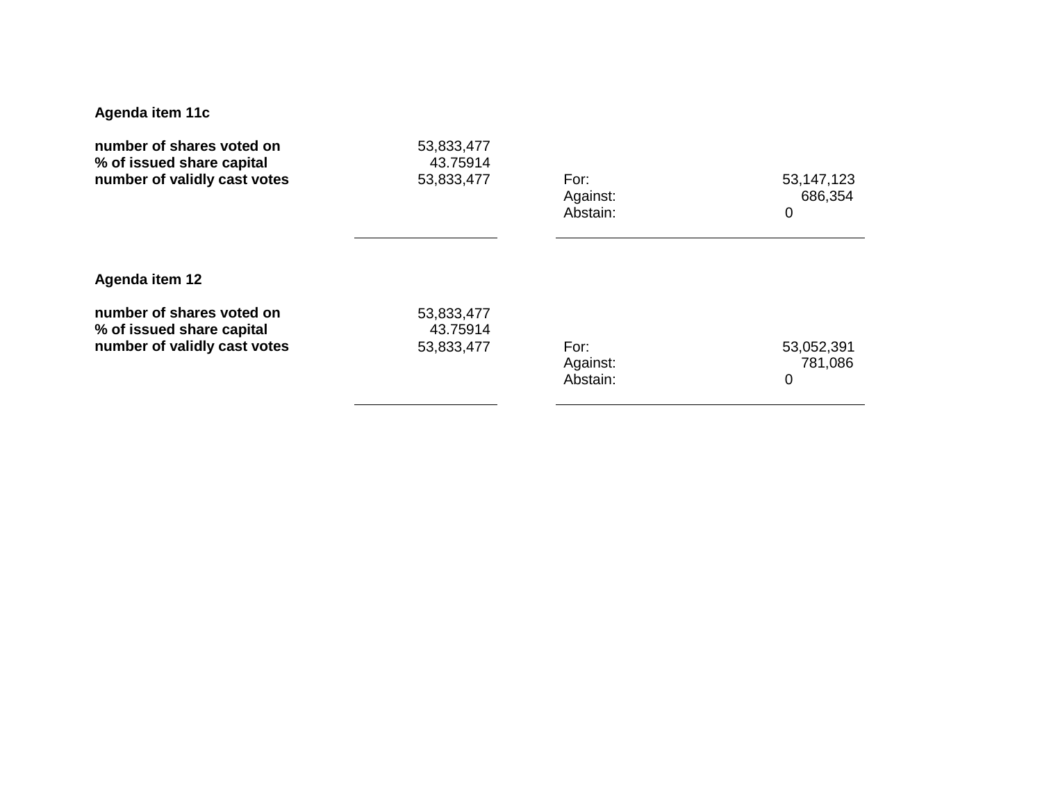**Agenda item 11c**

| | | | |
|---|---|---|---|
| **number of shares voted on** | 53,833,477 | | |
| **% of issued share capital** | 43.75914 | | |
| **number of validly cast votes** | 53,833,477 | For: | 53,147,123 |
| | | Against: | 686,354 |
| | | Abstain: | 0 |

**Agenda item 12**

| | | | |
|---|---|---|---|
| **number of shares voted on** | 53,833,477 | | |
| **% of issued share capital** | 43.75914 | | |
| **number of validly cast votes** | 53,833,477 | For: | 53,052,391 |
| | | Against: | 781,086 |
| | | Abstain: | 0 |